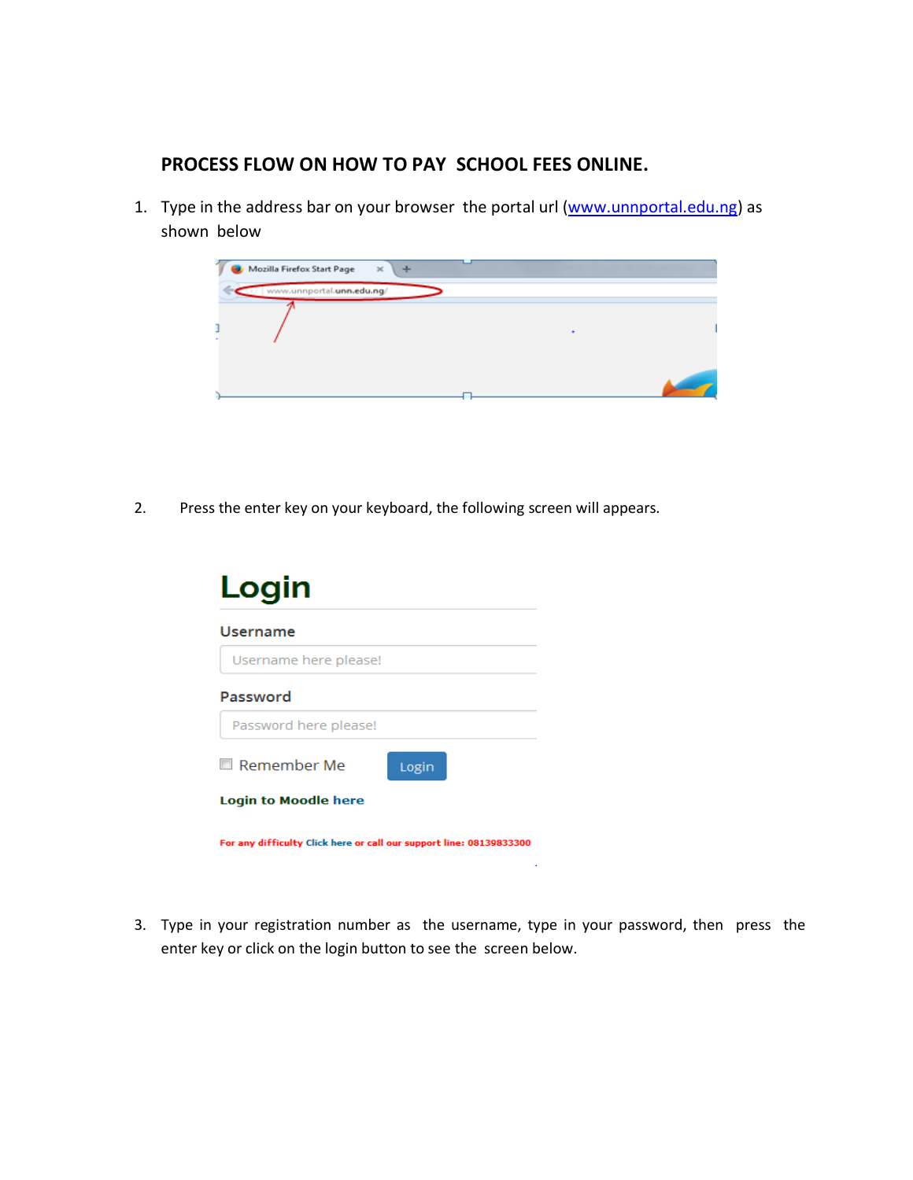## PROCESS FLOW ON HOW TO PAY SCHOOL FEES ONLINE.

1. Type in the address bar on your browser the portal url (www.unnportal.edu.ng) as shown below

2. Press the enter key on your keyboard, the following screen will appears.

3. Type in your registration number as the username, type in your password, then press the enter key or click on the login button to see the screen below.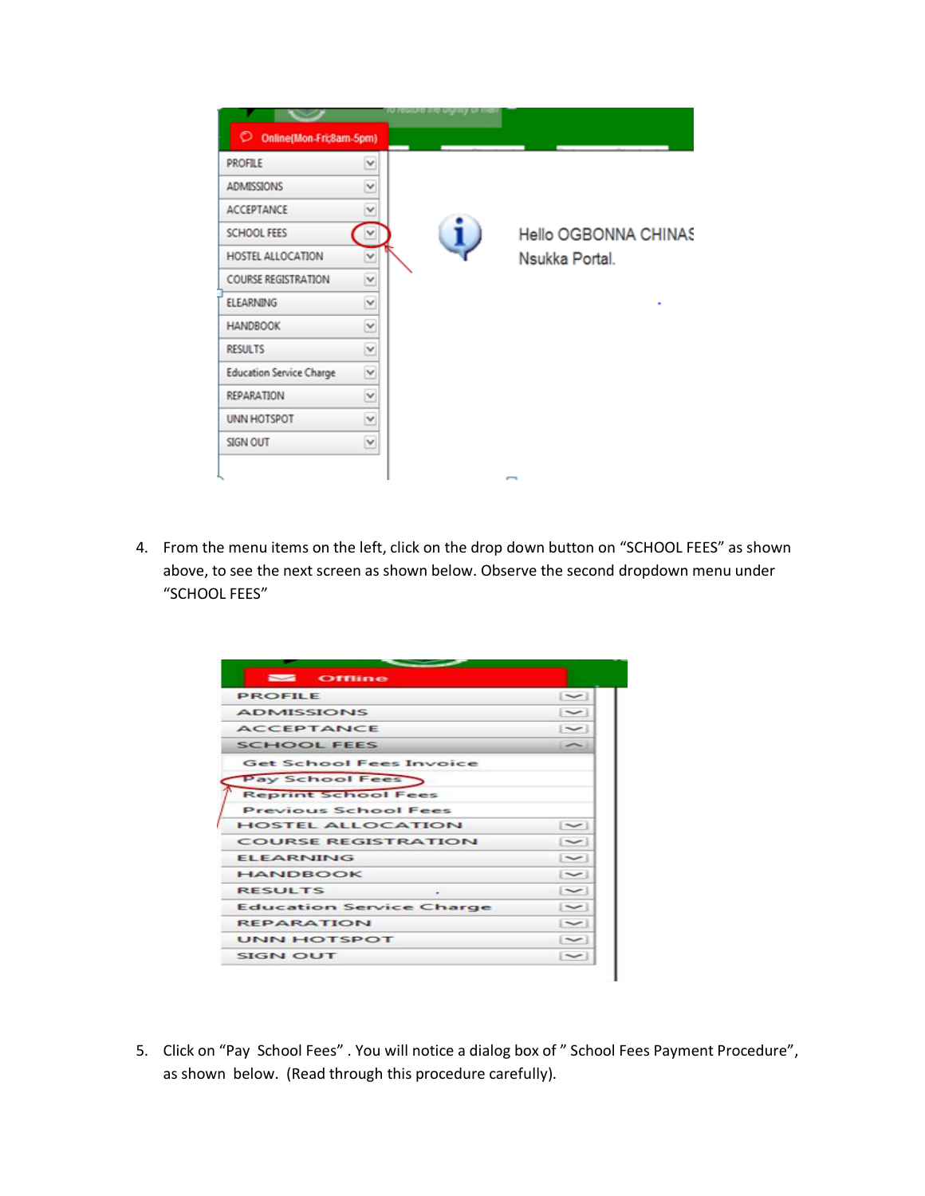4. From the menu items on the left, click on the drop down button on "SCHOOL FEES" as shown above, to see the next screen as shown below. Observe the second dropdown menu under "SCHOOL FEES"

5. Click on "Pay School Fees" . You will notice a dialog box of " School Fees Payment Procedure", as shown below. (Read through this procedure carefully).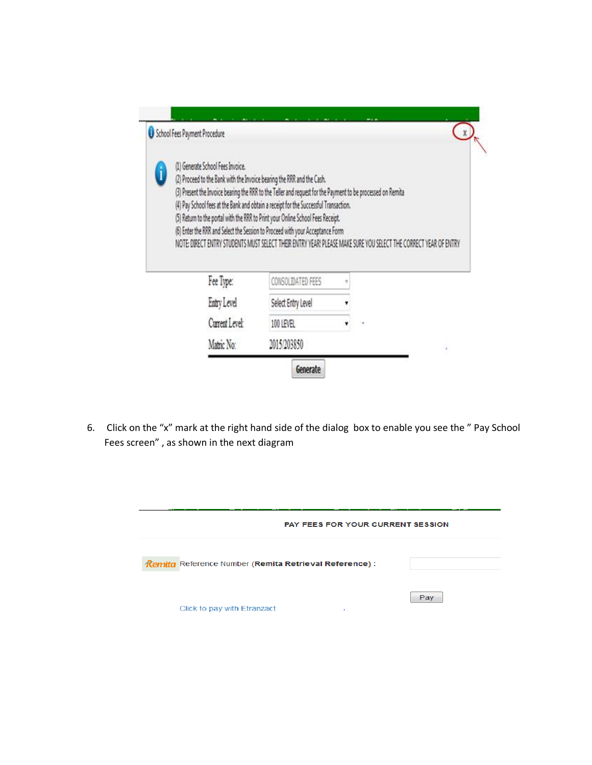School Fees Payment Procedure

(1) Generate School Fees Invoice.
(2) Proceed to the Bank with the Invoice bearing the RRR and the Cash.
(3) Present the Invoice bearing the RRR to the Teller and request for the Payment to be processed on Remita
(4) Pay School fees at the Bank and obtain a receipt for the Successful Transaction.
(5) Return to the portal with the RRR to Print your Online School Fees Receipt.
(6) Enter the RRR and Select the Session to Proceed with your Acceptance Form
NOTE: DIRECT ENTRY STUDENTS MUST SELECT THEIR ENTRY YEAR! PLEASE MAKE SURE YOU SELECT THE CORRECT YEAR OF ENTRY

Fee Type: CONSOLIDATED FEES
Entry Level: Select Entry Level
Current Level: 100 LEVEL
Matric No: 2015/203850

Generate

6. Click on the "x" mark at the right hand side of the dialog box to enable you see the " Pay School Fees screen" , as shown in the next diagram

PAY FEES FOR YOUR CURRENT SESSION

Remita Reference Number (**Remita Retrieval Reference**) :

Pay

Click to pay with Etranzact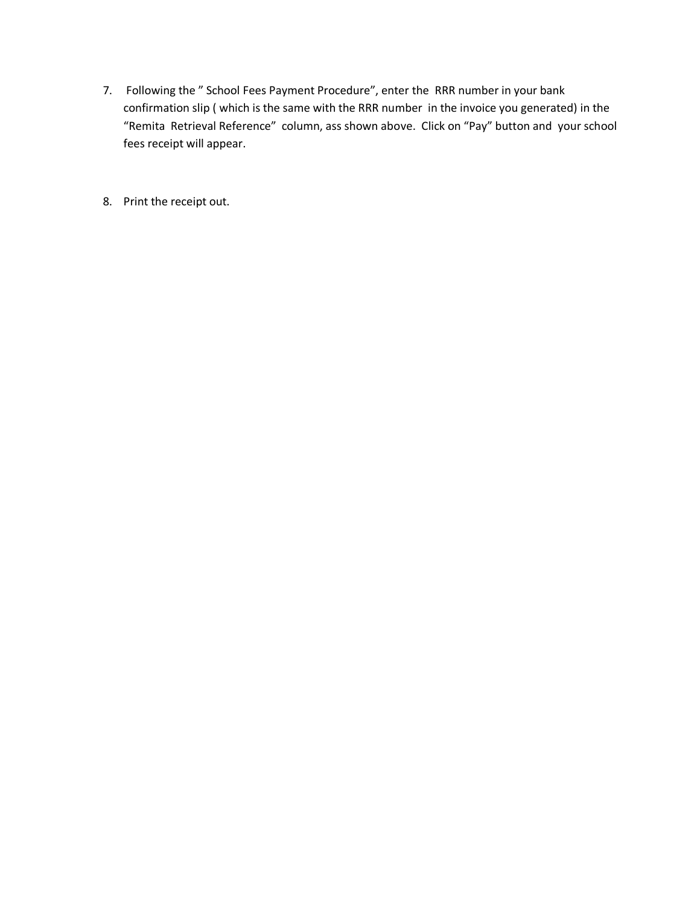7. Following the " School Fees Payment Procedure", enter the RRR number in your bank confirmation slip ( which is the same with the RRR number in the invoice you generated) in the "Remita Retrieval Reference" column, ass shown above. Click on "Pay" button and your school fees receipt will appear.

8. Print the receipt out.